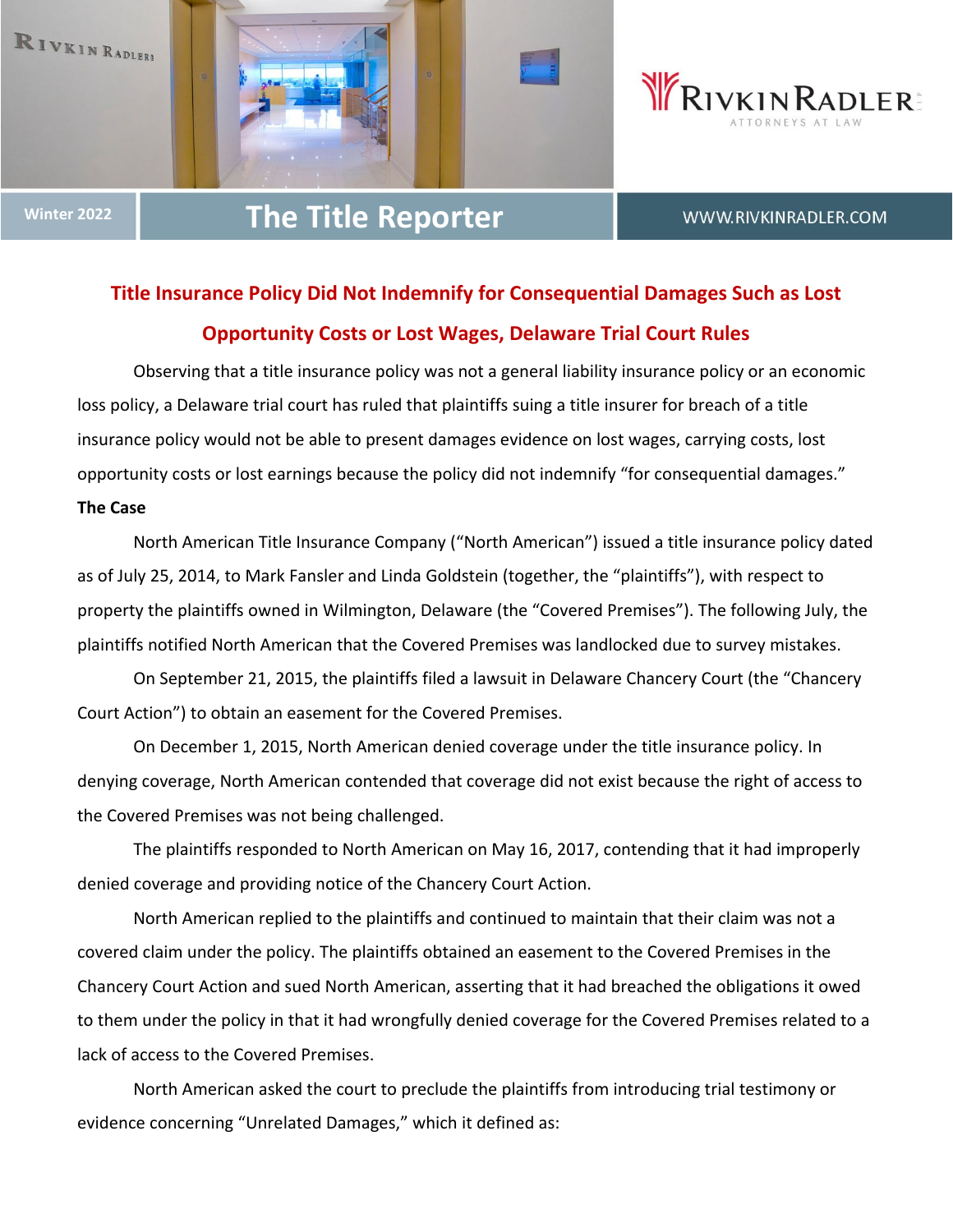# Title Insurance Policy Did Not Indemnify for Consequential Damages Such as Lost Opportunity Costs or Lost Wages, Delaware Trial Court Rules

Observing that a title insurance policy was not a general liability insurance policy or an economic loss policy, a Delaware trial court has ruled that plaintiffs suing a title insurer for breach of a title insurance policy would not be able to present damages evidence on lost wages, carrying costs, lost opportunity costs or lost earnings because the policy did not indemnify "for consequential damages."

**The Case**

North American Title Insurance Company ("North American") issued a title insurance policy dated as of July 25, 2014, to Mark Fansler and Linda Goldstein (together, the "plaintiffs"), with respect to property the plaintiffs owned in Wilmington, Delaware (the "Covered Premises"). The following July, the plaintiffs notified North American that the Covered Premises was landlocked due to survey mistakes.

On September 21, 2015, the plaintiffs filed a lawsuit in Delaware Chancery Court (the "Chancery Court Action") to obtain an easement for the Covered Premises.

On December 1, 2015, North American denied coverage under the title insurance policy. In denying coverage, North American contended that coverage did not exist because the right of access to the Covered Premises was not being challenged.

The plaintiffs responded to North American on May 16, 2017, contending that it had improperly denied coverage and providing notice of the Chancery Court Action.

North American replied to the plaintiffs and continued to maintain that their claim was not a covered claim under the policy. The plaintiffs obtained an easement to the Covered Premises in the Chancery Court Action and sued North American, asserting that it had breached the obligations it owed to them under the policy in that it had wrongfully denied coverage for the Covered Premises related to a lack of access to the Covered Premises.

North American asked the court to preclude the plaintiffs from introducing trial testimony or evidence concerning "Unrelated Damages," which it defined as: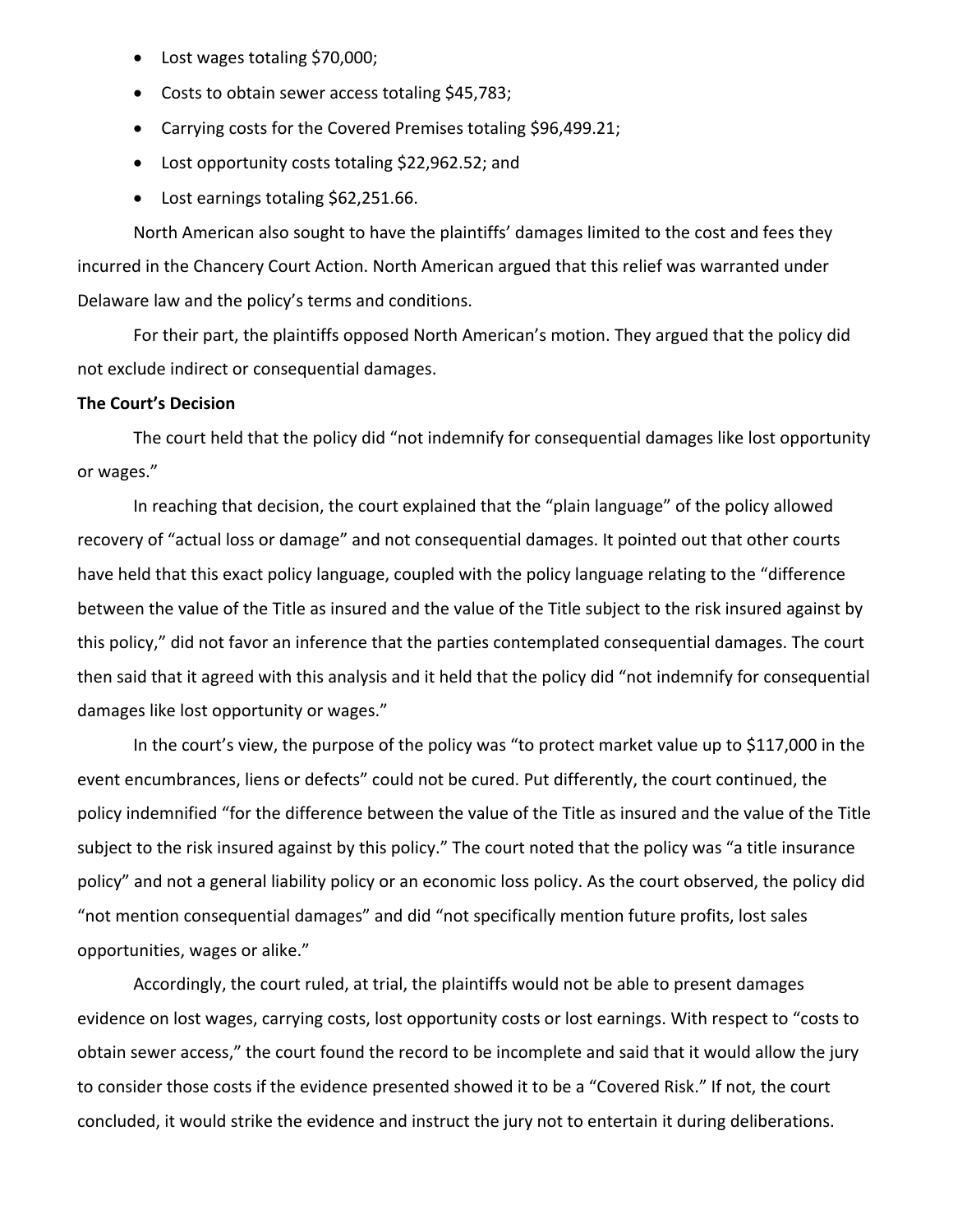- Lost wages totaling $70,000;
- Costs to obtain sewer access totaling $45,783;
- Carrying costs for the Covered Premises totaling $96,499.21;
- Lost opportunity costs totaling $22,962.52; and
- Lost earnings totaling $62,251.66.

North American also sought to have the plaintiffs' damages limited to the cost and fees they incurred in the Chancery Court Action. North American argued that this relief was warranted under Delaware law and the policy's terms and conditions.

For their part, the plaintiffs opposed North American's motion. They argued that the policy did not exclude indirect or consequential damages.

**The Court's Decision**

The court held that the policy did "not indemnify for consequential damages like lost opportunity or wages."

In reaching that decision, the court explained that the "plain language" of the policy allowed recovery of "actual loss or damage" and not consequential damages. It pointed out that other courts have held that this exact policy language, coupled with the policy language relating to the "difference between the value of the Title as insured and the value of the Title subject to the risk insured against by this policy," did not favor an inference that the parties contemplated consequential damages. The court then said that it agreed with this analysis and it held that the policy did "not indemnify for consequential damages like lost opportunity or wages."

In the court's view, the purpose of the policy was "to protect market value up to $117,000 in the event encumbrances, liens or defects" could not be cured. Put differently, the court continued, the policy indemnified "for the difference between the value of the Title as insured and the value of the Title subject to the risk insured against by this policy." The court noted that the policy was "a title insurance policy" and not a general liability policy or an economic loss policy. As the court observed, the policy did "not mention consequential damages" and did "not specifically mention future profits, lost sales opportunities, wages or alike."

Accordingly, the court ruled, at trial, the plaintiffs would not be able to present damages evidence on lost wages, carrying costs, lost opportunity costs or lost earnings. With respect to "costs to obtain sewer access," the court found the record to be incomplete and said that it would allow the jury to consider those costs if the evidence presented showed it to be a "Covered Risk." If not, the court concluded, it would strike the evidence and instruct the jury not to entertain it during deliberations.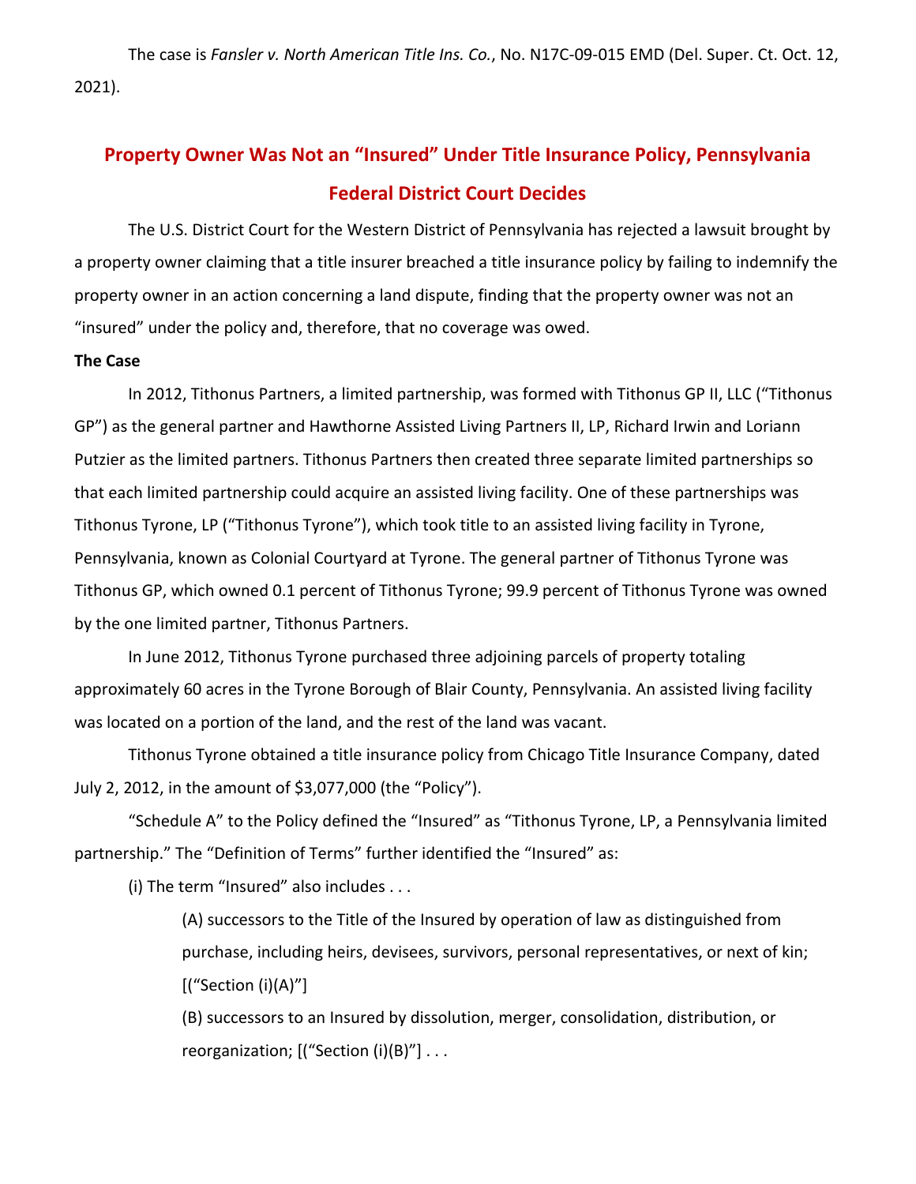The case is *Fansler v. North American Title Ins. Co.*, No. N17C-09-015 EMD (Del. Super. Ct. Oct. 12, 2021).

## Property Owner Was Not an "Insured" Under Title Insurance Policy, Pennsylvania Federal District Court Decides

The U.S. District Court for the Western District of Pennsylvania has rejected a lawsuit brought by a property owner claiming that a title insurer breached a title insurance policy by failing to indemnify the property owner in an action concerning a land dispute, finding that the property owner was not an "insured" under the policy and, therefore, that no coverage was owed.

**The Case**

In 2012, Tithonus Partners, a limited partnership, was formed with Tithonus GP II, LLC ("Tithonus GP") as the general partner and Hawthorne Assisted Living Partners II, LP, Richard Irwin and Loriann Putzier as the limited partners. Tithonus Partners then created three separate limited partnerships so that each limited partnership could acquire an assisted living facility. One of these partnerships was Tithonus Tyrone, LP ("Tithonus Tyrone"), which took title to an assisted living facility in Tyrone, Pennsylvania, known as Colonial Courtyard at Tyrone. The general partner of Tithonus Tyrone was Tithonus GP, which owned 0.1 percent of Tithonus Tyrone; 99.9 percent of Tithonus Tyrone was owned by the one limited partner, Tithonus Partners.

In June 2012, Tithonus Tyrone purchased three adjoining parcels of property totaling approximately 60 acres in the Tyrone Borough of Blair County, Pennsylvania. An assisted living facility was located on a portion of the land, and the rest of the land was vacant.

Tithonus Tyrone obtained a title insurance policy from Chicago Title Insurance Company, dated July 2, 2012, in the amount of $3,077,000 (the "Policy").

"Schedule A" to the Policy defined the "Insured" as "Tithonus Tyrone, LP, a Pennsylvania limited partnership." The "Definition of Terms" further identified the "Insured" as:

(i) The term "Insured" also includes . . .

> (A) successors to the Title of the Insured by operation of law as distinguished from purchase, including heirs, devisees, survivors, personal representatives, or next of kin; [("Section (i)(A)"]
>
> (B) successors to an Insured by dissolution, merger, consolidation, distribution, or reorganization; [("Section (i)(B)"] . . .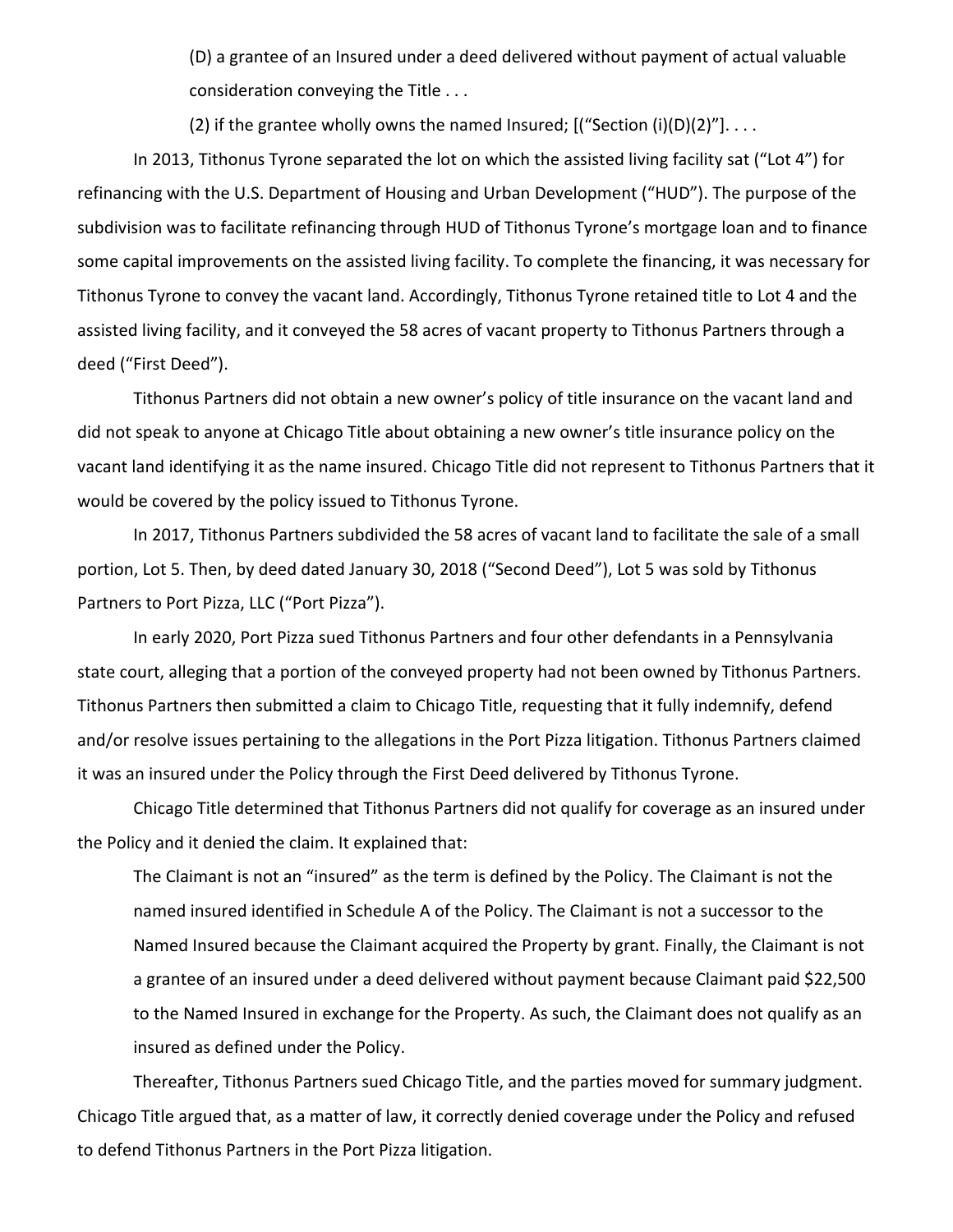(D) a grantee of an Insured under a deed delivered without payment of actual valuable consideration conveying the Title . . .

(2) if the grantee wholly owns the named Insured; [("Section (i)(D)(2)"]. . . .

In 2013, Tithonus Tyrone separated the lot on which the assisted living facility sat ("Lot 4") for refinancing with the U.S. Department of Housing and Urban Development ("HUD"). The purpose of the subdivision was to facilitate refinancing through HUD of Tithonus Tyrone's mortgage loan and to finance some capital improvements on the assisted living facility. To complete the financing, it was necessary for Tithonus Tyrone to convey the vacant land. Accordingly, Tithonus Tyrone retained title to Lot 4 and the assisted living facility, and it conveyed the 58 acres of vacant property to Tithonus Partners through a deed ("First Deed").

Tithonus Partners did not obtain a new owner's policy of title insurance on the vacant land and did not speak to anyone at Chicago Title about obtaining a new owner's title insurance policy on the vacant land identifying it as the name insured. Chicago Title did not represent to Tithonus Partners that it would be covered by the policy issued to Tithonus Tyrone.

In 2017, Tithonus Partners subdivided the 58 acres of vacant land to facilitate the sale of a small portion, Lot 5. Then, by deed dated January 30, 2018 ("Second Deed"), Lot 5 was sold by Tithonus Partners to Port Pizza, LLC ("Port Pizza").

In early 2020, Port Pizza sued Tithonus Partners and four other defendants in a Pennsylvania state court, alleging that a portion of the conveyed property had not been owned by Tithonus Partners. Tithonus Partners then submitted a claim to Chicago Title, requesting that it fully indemnify, defend and/or resolve issues pertaining to the allegations in the Port Pizza litigation. Tithonus Partners claimed it was an insured under the Policy through the First Deed delivered by Tithonus Tyrone.

Chicago Title determined that Tithonus Partners did not qualify for coverage as an insured under the Policy and it denied the claim. It explained that:

> The Claimant is not an "insured" as the term is defined by the Policy. The Claimant is not the named insured identified in Schedule A of the Policy. The Claimant is not a successor to the Named Insured because the Claimant acquired the Property by grant. Finally, the Claimant is not a grantee of an insured under a deed delivered without payment because Claimant paid $22,500 to the Named Insured in exchange for the Property. As such, the Claimant does not qualify as an insured as defined under the Policy.

Thereafter, Tithonus Partners sued Chicago Title, and the parties moved for summary judgment. Chicago Title argued that, as a matter of law, it correctly denied coverage under the Policy and refused to defend Tithonus Partners in the Port Pizza litigation.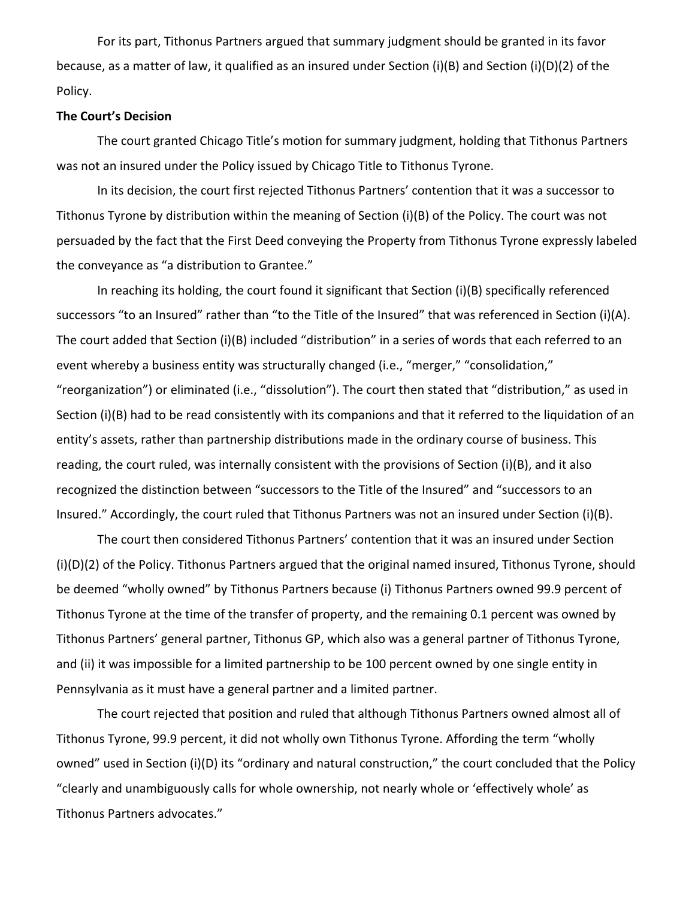For its part, Tithonus Partners argued that summary judgment should be granted in its favor because, as a matter of law, it qualified as an insured under Section (i)(B) and Section (i)(D)(2) of the Policy.

**The Court's Decision**

The court granted Chicago Title's motion for summary judgment, holding that Tithonus Partners was not an insured under the Policy issued by Chicago Title to Tithonus Tyrone.

In its decision, the court first rejected Tithonus Partners' contention that it was a successor to Tithonus Tyrone by distribution within the meaning of Section (i)(B) of the Policy. The court was not persuaded by the fact that the First Deed conveying the Property from Tithonus Tyrone expressly labeled the conveyance as "a distribution to Grantee."

In reaching its holding, the court found it significant that Section (i)(B) specifically referenced successors "to an Insured" rather than "to the Title of the Insured" that was referenced in Section (i)(A). The court added that Section (i)(B) included "distribution" in a series of words that each referred to an event whereby a business entity was structurally changed (i.e., "merger," "consolidation," "reorganization") or eliminated (i.e., "dissolution"). The court then stated that "distribution," as used in Section (i)(B) had to be read consistently with its companions and that it referred to the liquidation of an entity's assets, rather than partnership distributions made in the ordinary course of business. This reading, the court ruled, was internally consistent with the provisions of Section (i)(B), and it also recognized the distinction between "successors to the Title of the Insured" and "successors to an Insured." Accordingly, the court ruled that Tithonus Partners was not an insured under Section (i)(B).

The court then considered Tithonus Partners' contention that it was an insured under Section (i)(D)(2) of the Policy. Tithonus Partners argued that the original named insured, Tithonus Tyrone, should be deemed "wholly owned" by Tithonus Partners because (i) Tithonus Partners owned 99.9 percent of Tithonus Tyrone at the time of the transfer of property, and the remaining 0.1 percent was owned by Tithonus Partners' general partner, Tithonus GP, which also was a general partner of Tithonus Tyrone, and (ii) it was impossible for a limited partnership to be 100 percent owned by one single entity in Pennsylvania as it must have a general partner and a limited partner.

The court rejected that position and ruled that although Tithonus Partners owned almost all of Tithonus Tyrone, 99.9 percent, it did not wholly own Tithonus Tyrone. Affording the term "wholly owned" used in Section (i)(D) its "ordinary and natural construction," the court concluded that the Policy "clearly and unambiguously calls for whole ownership, not nearly whole or 'effectively whole' as Tithonus Partners advocates."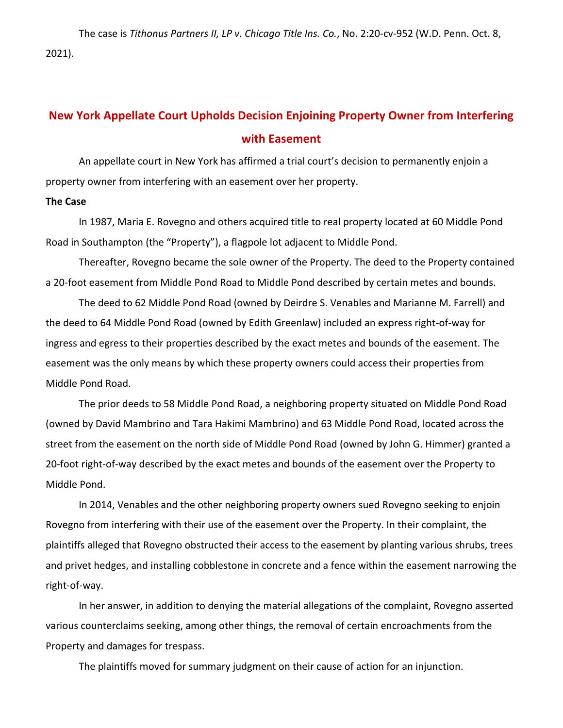The case is *Tithonus Partners II, LP v. Chicago Title Ins. Co.*, No. 2:20-cv-952 (W.D. Penn. Oct. 8, 2021).

## New York Appellate Court Upholds Decision Enjoining Property Owner from Interfering with Easement

An appellate court in New York has affirmed a trial court's decision to permanently enjoin a property owner from interfering with an easement over her property.

**The Case**

In 1987, Maria E. Rovegno and others acquired title to real property located at 60 Middle Pond Road in Southampton (the "Property"), a flagpole lot adjacent to Middle Pond.

Thereafter, Rovegno became the sole owner of the Property. The deed to the Property contained a 20-foot easement from Middle Pond Road to Middle Pond described by certain metes and bounds.

The deed to 62 Middle Pond Road (owned by Deirdre S. Venables and Marianne M. Farrell) and the deed to 64 Middle Pond Road (owned by Edith Greenlaw) included an express right-of-way for ingress and egress to their properties described by the exact metes and bounds of the easement. The easement was the only means by which these property owners could access their properties from Middle Pond Road.

The prior deeds to 58 Middle Pond Road, a neighboring property situated on Middle Pond Road (owned by David Mambrino and Tara Hakimi Mambrino) and 63 Middle Pond Road, located across the street from the easement on the north side of Middle Pond Road (owned by John G. Himmer) granted a 20-foot right-of-way described by the exact metes and bounds of the easement over the Property to Middle Pond.

In 2014, Venables and the other neighboring property owners sued Rovegno seeking to enjoin Rovegno from interfering with their use of the easement over the Property. In their complaint, the plaintiffs alleged that Rovegno obstructed their access to the easement by planting various shrubs, trees and privet hedges, and installing cobblestone in concrete and a fence within the easement narrowing the right-of-way.

In her answer, in addition to denying the material allegations of the complaint, Rovegno asserted various counterclaims seeking, among other things, the removal of certain encroachments from the Property and damages for trespass.

The plaintiffs moved for summary judgment on their cause of action for an injunction.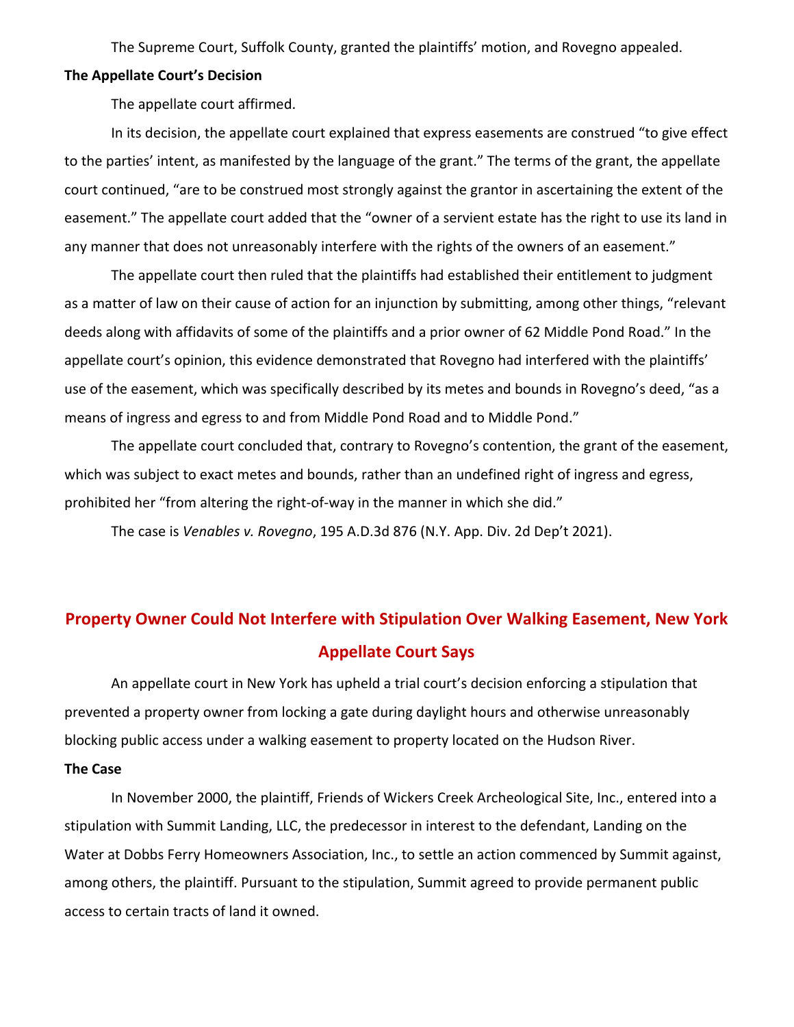The Supreme Court, Suffolk County, granted the plaintiffs' motion, and Rovegno appealed.

**The Appellate Court's Decision**

The appellate court affirmed.

In its decision, the appellate court explained that express easements are construed "to give effect to the parties' intent, as manifested by the language of the grant." The terms of the grant, the appellate court continued, "are to be construed most strongly against the grantor in ascertaining the extent of the easement." The appellate court added that the "owner of a servient estate has the right to use its land in any manner that does not unreasonably interfere with the rights of the owners of an easement."

The appellate court then ruled that the plaintiffs had established their entitlement to judgment as a matter of law on their cause of action for an injunction by submitting, among other things, "relevant deeds along with affidavits of some of the plaintiffs and a prior owner of 62 Middle Pond Road." In the appellate court's opinion, this evidence demonstrated that Rovegno had interfered with the plaintiffs' use of the easement, which was specifically described by its metes and bounds in Rovegno's deed, "as a means of ingress and egress to and from Middle Pond Road and to Middle Pond."

The appellate court concluded that, contrary to Rovegno's contention, the grant of the easement, which was subject to exact metes and bounds, rather than an undefined right of ingress and egress, prohibited her "from altering the right-of-way in the manner in which she did."

The case is *Venables v. Rovegno*, 195 A.D.3d 876 (N.Y. App. Div. 2d Dep't 2021).

## Property Owner Could Not Interfere with Stipulation Over Walking Easement, New York Appellate Court Says

An appellate court in New York has upheld a trial court's decision enforcing a stipulation that prevented a property owner from locking a gate during daylight hours and otherwise unreasonably blocking public access under a walking easement to property located on the Hudson River.

**The Case**

In November 2000, the plaintiff, Friends of Wickers Creek Archeological Site, Inc., entered into a stipulation with Summit Landing, LLC, the predecessor in interest to the defendant, Landing on the Water at Dobbs Ferry Homeowners Association, Inc., to settle an action commenced by Summit against, among others, the plaintiff. Pursuant to the stipulation, Summit agreed to provide permanent public access to certain tracts of land it owned.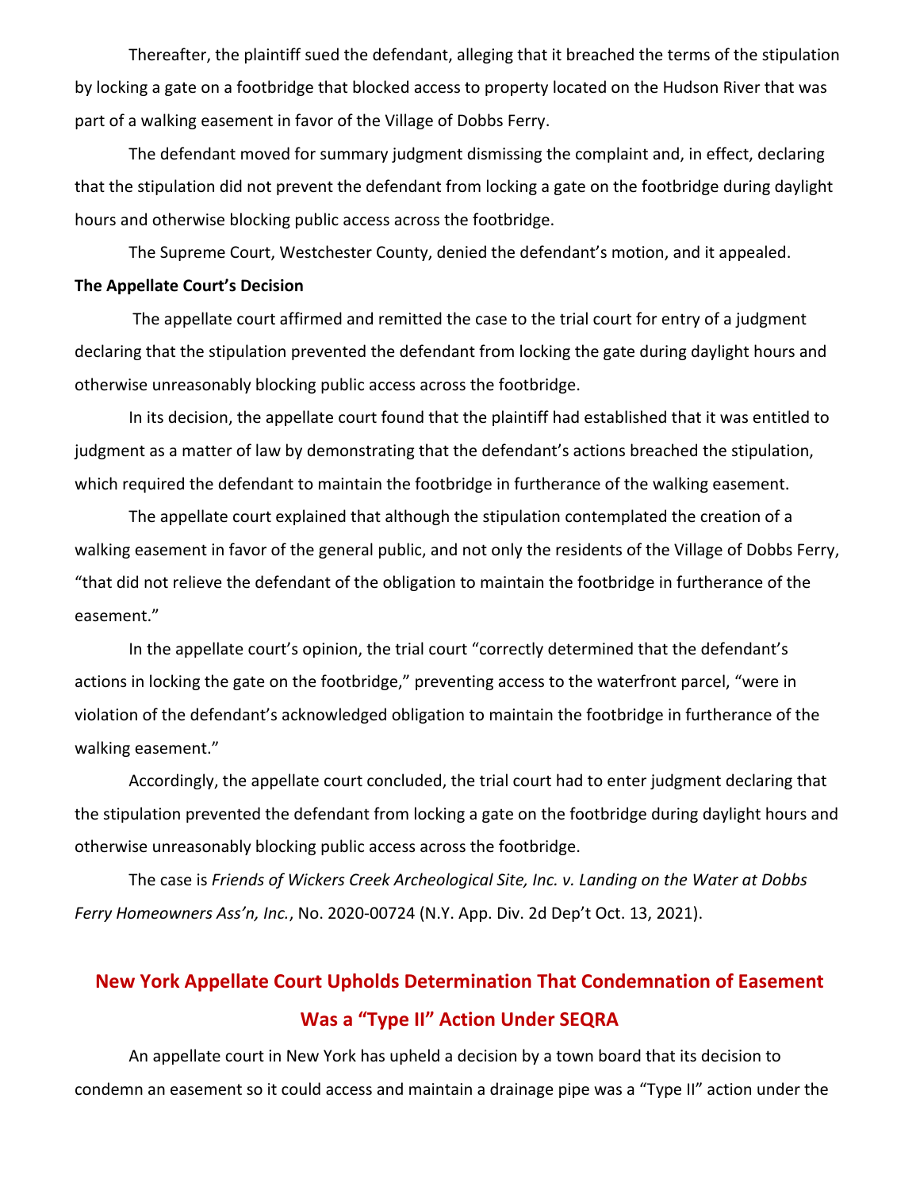Thereafter, the plaintiff sued the defendant, alleging that it breached the terms of the stipulation by locking a gate on a footbridge that blocked access to property located on the Hudson River that was part of a walking easement in favor of the Village of Dobbs Ferry.

The defendant moved for summary judgment dismissing the complaint and, in effect, declaring that the stipulation did not prevent the defendant from locking a gate on the footbridge during daylight hours and otherwise blocking public access across the footbridge.

The Supreme Court, Westchester County, denied the defendant's motion, and it appealed.

**The Appellate Court's Decision**

The appellate court affirmed and remitted the case to the trial court for entry of a judgment declaring that the stipulation prevented the defendant from locking the gate during daylight hours and otherwise unreasonably blocking public access across the footbridge.

In its decision, the appellate court found that the plaintiff had established that it was entitled to judgment as a matter of law by demonstrating that the defendant's actions breached the stipulation, which required the defendant to maintain the footbridge in furtherance of the walking easement.

The appellate court explained that although the stipulation contemplated the creation of a walking easement in favor of the general public, and not only the residents of the Village of Dobbs Ferry, "that did not relieve the defendant of the obligation to maintain the footbridge in furtherance of the easement."

In the appellate court's opinion, the trial court "correctly determined that the defendant's actions in locking the gate on the footbridge," preventing access to the waterfront parcel, "were in violation of the defendant's acknowledged obligation to maintain the footbridge in furtherance of the walking easement."

Accordingly, the appellate court concluded, the trial court had to enter judgment declaring that the stipulation prevented the defendant from locking a gate on the footbridge during daylight hours and otherwise unreasonably blocking public access across the footbridge.

The case is *Friends of Wickers Creek Archeological Site, Inc. v. Landing on the Water at Dobbs Ferry Homeowners Ass'n, Inc.*, No. 2020-00724 (N.Y. App. Div. 2d Dep't Oct. 13, 2021).

## New York Appellate Court Upholds Determination That Condemnation of Easement Was a "Type II" Action Under SEQRA

An appellate court in New York has upheld a decision by a town board that its decision to condemn an easement so it could access and maintain a drainage pipe was a "Type II" action under the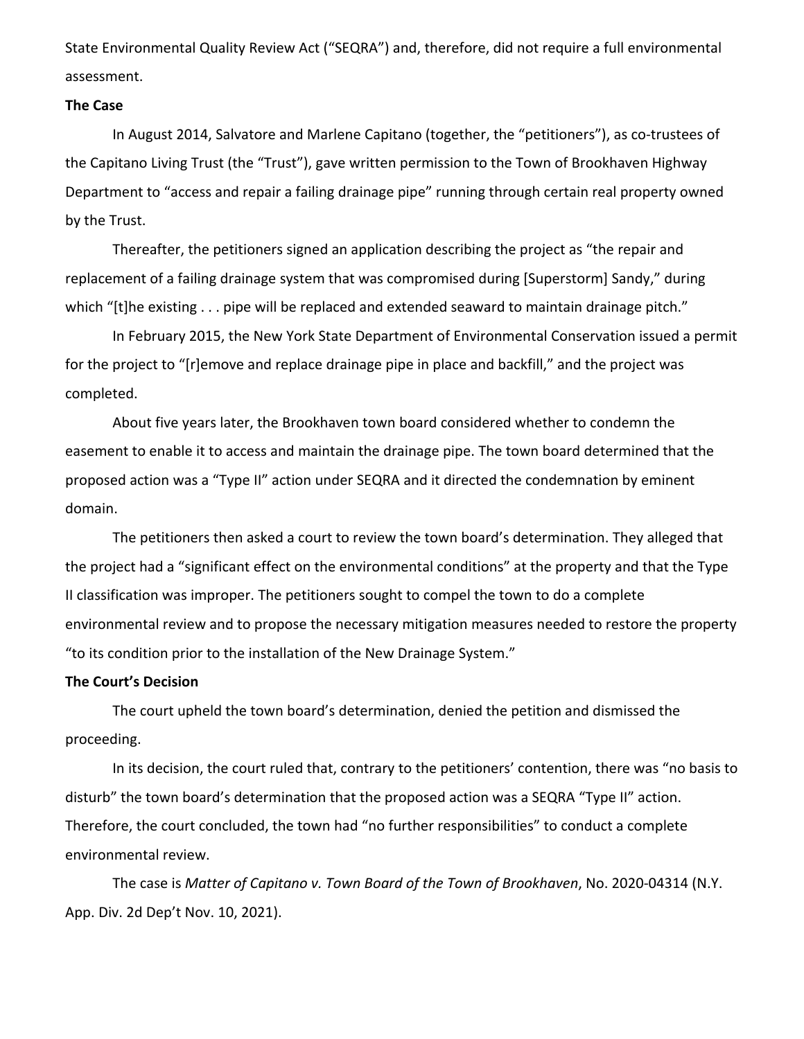State Environmental Quality Review Act ("SEQRA") and, therefore, did not require a full environmental assessment.

**The Case**

In August 2014, Salvatore and Marlene Capitano (together, the "petitioners"), as co-trustees of the Capitano Living Trust (the "Trust"), gave written permission to the Town of Brookhaven Highway Department to "access and repair a failing drainage pipe" running through certain real property owned by the Trust.

Thereafter, the petitioners signed an application describing the project as "the repair and replacement of a failing drainage system that was compromised during [Superstorm] Sandy," during which "[t]he existing . . . pipe will be replaced and extended seaward to maintain drainage pitch."

In February 2015, the New York State Department of Environmental Conservation issued a permit for the project to "[r]emove and replace drainage pipe in place and backfill," and the project was completed.

About five years later, the Brookhaven town board considered whether to condemn the easement to enable it to access and maintain the drainage pipe. The town board determined that the proposed action was a "Type II" action under SEQRA and it directed the condemnation by eminent domain.

The petitioners then asked a court to review the town board's determination. They alleged that the project had a "significant effect on the environmental conditions" at the property and that the Type II classification was improper. The petitioners sought to compel the town to do a complete environmental review and to propose the necessary mitigation measures needed to restore the property "to its condition prior to the installation of the New Drainage System."

**The Court's Decision**

The court upheld the town board's determination, denied the petition and dismissed the proceeding.

In its decision, the court ruled that, contrary to the petitioners' contention, there was "no basis to disturb" the town board's determination that the proposed action was a SEQRA "Type II" action. Therefore, the court concluded, the town had "no further responsibilities" to conduct a complete environmental review.

The case is *Matter of Capitano v. Town Board of the Town of Brookhaven*, No. 2020-04314 (N.Y. App. Div. 2d Dep't Nov. 10, 2021).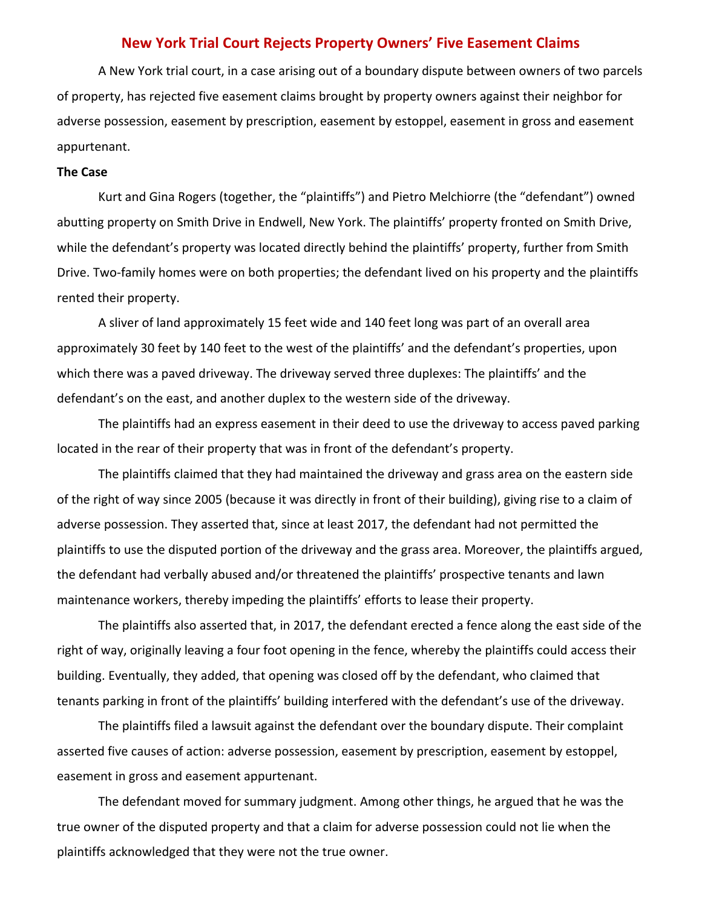## New York Trial Court Rejects Property Owners' Five Easement Claims

A New York trial court, in a case arising out of a boundary dispute between owners of two parcels of property, has rejected five easement claims brought by property owners against their neighbor for adverse possession, easement by prescription, easement by estoppel, easement in gross and easement appurtenant.

**The Case**

Kurt and Gina Rogers (together, the "plaintiffs") and Pietro Melchiorre (the "defendant") owned abutting property on Smith Drive in Endwell, New York. The plaintiffs' property fronted on Smith Drive, while the defendant's property was located directly behind the plaintiffs' property, further from Smith Drive. Two-family homes were on both properties; the defendant lived on his property and the plaintiffs rented their property.

A sliver of land approximately 15 feet wide and 140 feet long was part of an overall area approximately 30 feet by 140 feet to the west of the plaintiffs' and the defendant's properties, upon which there was a paved driveway. The driveway served three duplexes: The plaintiffs' and the defendant's on the east, and another duplex to the western side of the driveway.

The plaintiffs had an express easement in their deed to use the driveway to access paved parking located in the rear of their property that was in front of the defendant's property.

The plaintiffs claimed that they had maintained the driveway and grass area on the eastern side of the right of way since 2005 (because it was directly in front of their building), giving rise to a claim of adverse possession. They asserted that, since at least 2017, the defendant had not permitted the plaintiffs to use the disputed portion of the driveway and the grass area. Moreover, the plaintiffs argued, the defendant had verbally abused and/or threatened the plaintiffs' prospective tenants and lawn maintenance workers, thereby impeding the plaintiffs' efforts to lease their property.

The plaintiffs also asserted that, in 2017, the defendant erected a fence along the east side of the right of way, originally leaving a four foot opening in the fence, whereby the plaintiffs could access their building. Eventually, they added, that opening was closed off by the defendant, who claimed that tenants parking in front of the plaintiffs' building interfered with the defendant's use of the driveway.

The plaintiffs filed a lawsuit against the defendant over the boundary dispute. Their complaint asserted five causes of action: adverse possession, easement by prescription, easement by estoppel, easement in gross and easement appurtenant.

The defendant moved for summary judgment. Among other things, he argued that he was the true owner of the disputed property and that a claim for adverse possession could not lie when the plaintiffs acknowledged that they were not the true owner.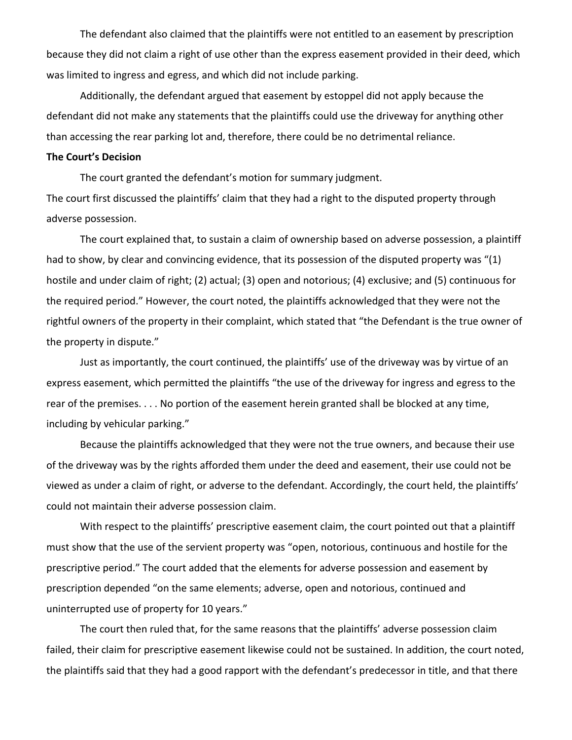The defendant also claimed that the plaintiffs were not entitled to an easement by prescription because they did not claim a right of use other than the express easement provided in their deed, which was limited to ingress and egress, and which did not include parking.

Additionally, the defendant argued that easement by estoppel did not apply because the defendant did not make any statements that the plaintiffs could use the driveway for anything other than accessing the rear parking lot and, therefore, there could be no detrimental reliance.

**The Court's Decision**

The court granted the defendant's motion for summary judgment.

The court first discussed the plaintiffs' claim that they had a right to the disputed property through adverse possession.

The court explained that, to sustain a claim of ownership based on adverse possession, a plaintiff had to show, by clear and convincing evidence, that its possession of the disputed property was "(1) hostile and under claim of right; (2) actual; (3) open and notorious; (4) exclusive; and (5) continuous for the required period." However, the court noted, the plaintiffs acknowledged that they were not the rightful owners of the property in their complaint, which stated that "the Defendant is the true owner of the property in dispute."

Just as importantly, the court continued, the plaintiffs' use of the driveway was by virtue of an express easement, which permitted the plaintiffs "the use of the driveway for ingress and egress to the rear of the premises. . . . No portion of the easement herein granted shall be blocked at any time, including by vehicular parking."

Because the plaintiffs acknowledged that they were not the true owners, and because their use of the driveway was by the rights afforded them under the deed and easement, their use could not be viewed as under a claim of right, or adverse to the defendant. Accordingly, the court held, the plaintiffs' could not maintain their adverse possession claim.

With respect to the plaintiffs' prescriptive easement claim, the court pointed out that a plaintiff must show that the use of the servient property was "open, notorious, continuous and hostile for the prescriptive period." The court added that the elements for adverse possession and easement by prescription depended "on the same elements; adverse, open and notorious, continued and uninterrupted use of property for 10 years."

The court then ruled that, for the same reasons that the plaintiffs' adverse possession claim failed, their claim for prescriptive easement likewise could not be sustained. In addition, the court noted, the plaintiffs said that they had a good rapport with the defendant's predecessor in title, and that there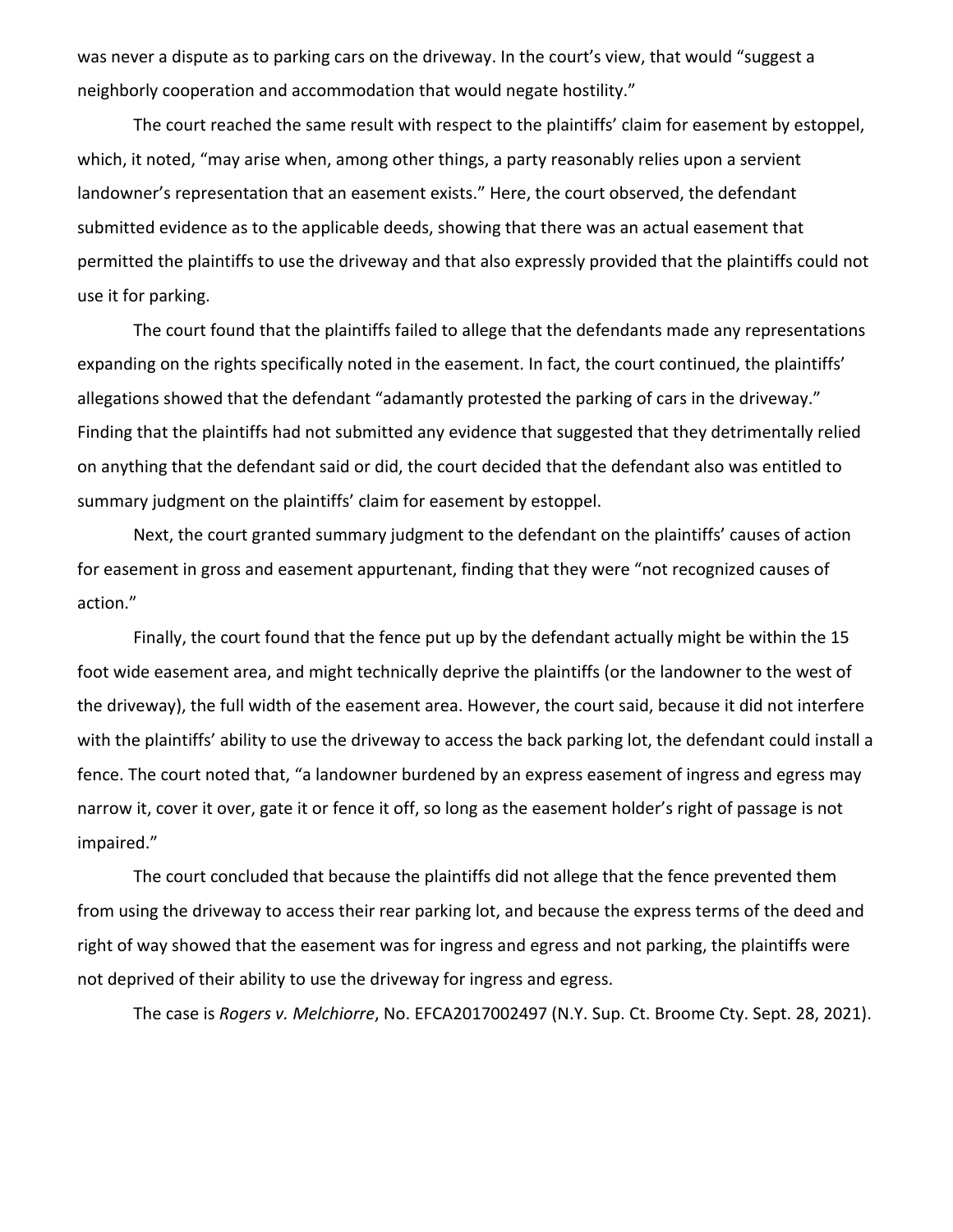was never a dispute as to parking cars on the driveway. In the court's view, that would "suggest a neighborly cooperation and accommodation that would negate hostility."

The court reached the same result with respect to the plaintiffs' claim for easement by estoppel, which, it noted, "may arise when, among other things, a party reasonably relies upon a servient landowner's representation that an easement exists." Here, the court observed, the defendant submitted evidence as to the applicable deeds, showing that there was an actual easement that permitted the plaintiffs to use the driveway and that also expressly provided that the plaintiffs could not use it for parking.

The court found that the plaintiffs failed to allege that the defendants made any representations expanding on the rights specifically noted in the easement. In fact, the court continued, the plaintiffs' allegations showed that the defendant "adamantly protested the parking of cars in the driveway." Finding that the plaintiffs had not submitted any evidence that suggested that they detrimentally relied on anything that the defendant said or did, the court decided that the defendant also was entitled to summary judgment on the plaintiffs' claim for easement by estoppel.

Next, the court granted summary judgment to the defendant on the plaintiffs' causes of action for easement in gross and easement appurtenant, finding that they were "not recognized causes of action."

Finally, the court found that the fence put up by the defendant actually might be within the 15 foot wide easement area, and might technically deprive the plaintiffs (or the landowner to the west of the driveway), the full width of the easement area. However, the court said, because it did not interfere with the plaintiffs' ability to use the driveway to access the back parking lot, the defendant could install a fence. The court noted that, "a landowner burdened by an express easement of ingress and egress may narrow it, cover it over, gate it or fence it off, so long as the easement holder's right of passage is not impaired."

The court concluded that because the plaintiffs did not allege that the fence prevented them from using the driveway to access their rear parking lot, and because the express terms of the deed and right of way showed that the easement was for ingress and egress and not parking, the plaintiffs were not deprived of their ability to use the driveway for ingress and egress.

The case is *Rogers v. Melchiorre*, No. EFCA2017002497 (N.Y. Sup. Ct. Broome Cty. Sept. 28, 2021).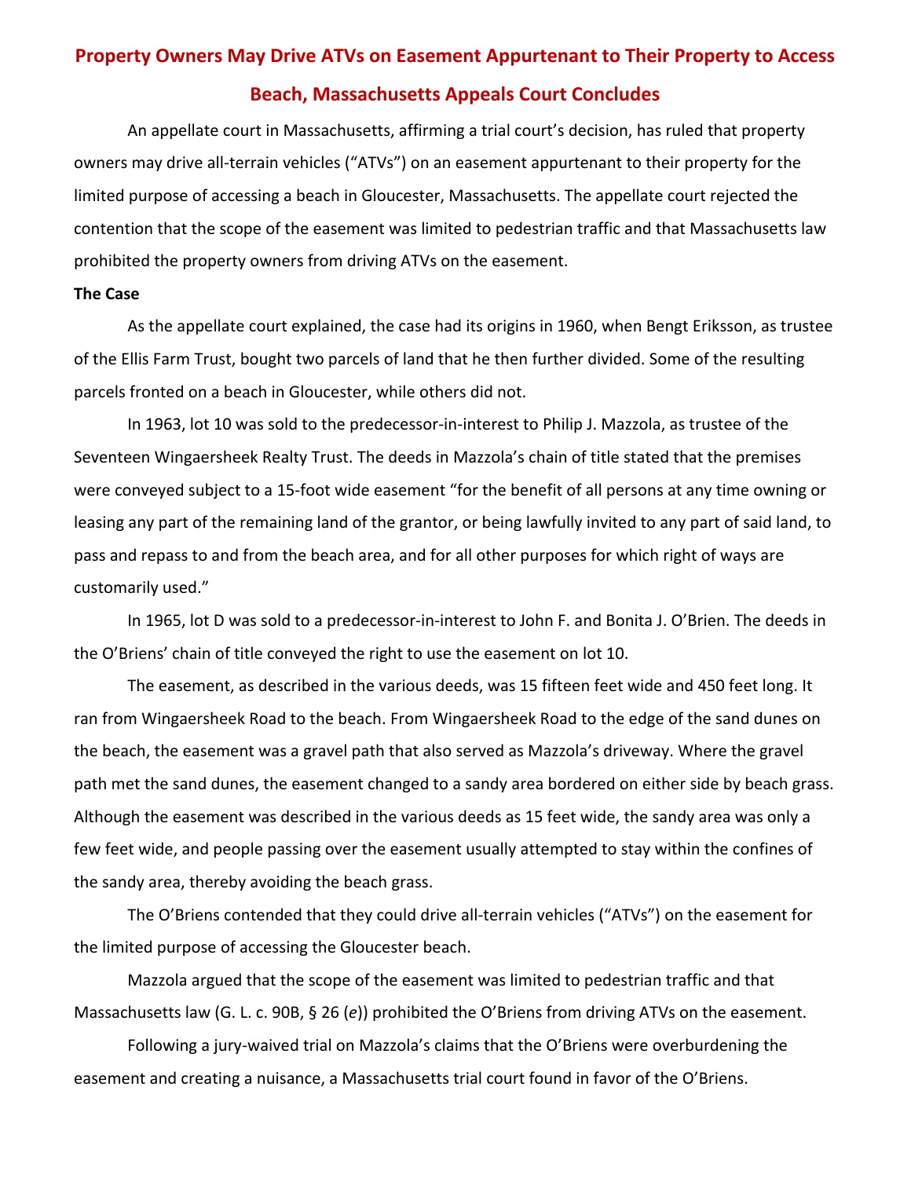# Property Owners May Drive ATVs on Easement Appurtenant to Their Property to Access Beach, Massachusetts Appeals Court Concludes

An appellate court in Massachusetts, affirming a trial court's decision, has ruled that property owners may drive all-terrain vehicles ("ATVs") on an easement appurtenant to their property for the limited purpose of accessing a beach in Gloucester, Massachusetts. The appellate court rejected the contention that the scope of the easement was limited to pedestrian traffic and that Massachusetts law prohibited the property owners from driving ATVs on the easement.

**The Case**

As the appellate court explained, the case had its origins in 1960, when Bengt Eriksson, as trustee of the Ellis Farm Trust, bought two parcels of land that he then further divided. Some of the resulting parcels fronted on a beach in Gloucester, while others did not.

In 1963, lot 10 was sold to the predecessor-in-interest to Philip J. Mazzola, as trustee of the Seventeen Wingaersheek Realty Trust. The deeds in Mazzola's chain of title stated that the premises were conveyed subject to a 15-foot wide easement "for the benefit of all persons at any time owning or leasing any part of the remaining land of the grantor, or being lawfully invited to any part of said land, to pass and repass to and from the beach area, and for all other purposes for which right of ways are customarily used."

In 1965, lot D was sold to a predecessor-in-interest to John F. and Bonita J. O'Brien. The deeds in the O'Briens' chain of title conveyed the right to use the easement on lot 10.

The easement, as described in the various deeds, was 15 fifteen feet wide and 450 feet long. It ran from Wingaersheek Road to the beach. From Wingaersheek Road to the edge of the sand dunes on the beach, the easement was a gravel path that also served as Mazzola's driveway. Where the gravel path met the sand dunes, the easement changed to a sandy area bordered on either side by beach grass. Although the easement was described in the various deeds as 15 feet wide, the sandy area was only a few feet wide, and people passing over the easement usually attempted to stay within the confines of the sandy area, thereby avoiding the beach grass.

The O'Briens contended that they could drive all-terrain vehicles ("ATVs") on the easement for the limited purpose of accessing the Gloucester beach.

Mazzola argued that the scope of the easement was limited to pedestrian traffic and that Massachusetts law (G. L. c. 90B, § 26 (*e*)) prohibited the O'Briens from driving ATVs on the easement.

Following a jury-waived trial on Mazzola's claims that the O'Briens were overburdening the easement and creating a nuisance, a Massachusetts trial court found in favor of the O'Briens.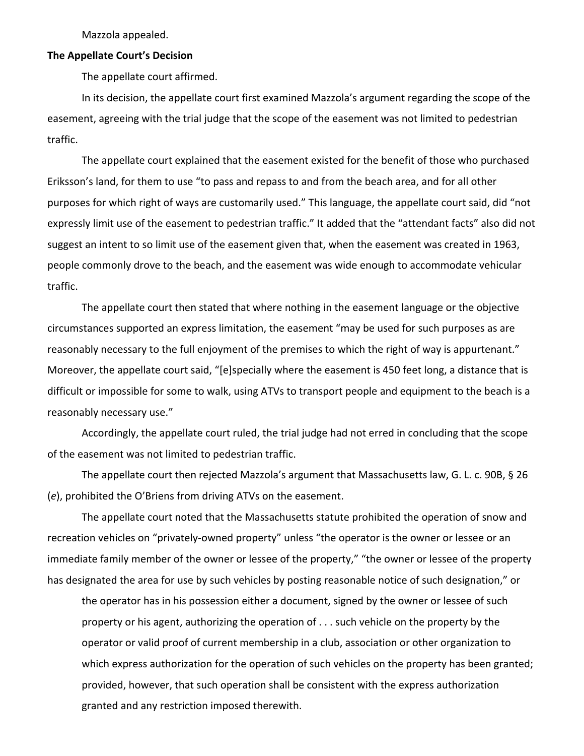Mazzola appealed.

**The Appellate Court's Decision**

The appellate court affirmed.

In its decision, the appellate court first examined Mazzola's argument regarding the scope of the easement, agreeing with the trial judge that the scope of the easement was not limited to pedestrian traffic.

The appellate court explained that the easement existed for the benefit of those who purchased Eriksson's land, for them to use "to pass and repass to and from the beach area, and for all other purposes for which right of ways are customarily used." This language, the appellate court said, did "not expressly limit use of the easement to pedestrian traffic." It added that the "attendant facts" also did not suggest an intent to so limit use of the easement given that, when the easement was created in 1963, people commonly drove to the beach, and the easement was wide enough to accommodate vehicular traffic.

The appellate court then stated that where nothing in the easement language or the objective circumstances supported an express limitation, the easement "may be used for such purposes as are reasonably necessary to the full enjoyment of the premises to which the right of way is appurtenant." Moreover, the appellate court said, "[e]specially where the easement is 450 feet long, a distance that is difficult or impossible for some to walk, using ATVs to transport people and equipment to the beach is a reasonably necessary use."

Accordingly, the appellate court ruled, the trial judge had not erred in concluding that the scope of the easement was not limited to pedestrian traffic.

The appellate court then rejected Mazzola's argument that Massachusetts law, G. L. c. 90B, § 26 (*e*), prohibited the O'Briens from driving ATVs on the easement.

The appellate court noted that the Massachusetts statute prohibited the operation of snow and recreation vehicles on "privately-owned property" unless "the operator is the owner or lessee or an immediate family member of the owner or lessee of the property," "the owner or lessee of the property has designated the area for use by such vehicles by posting reasonable notice of such designation," or

> the operator has in his possession either a document, signed by the owner or lessee of such property or his agent, authorizing the operation of . . . such vehicle on the property by the operator or valid proof of current membership in a club, association or other organization to which express authorization for the operation of such vehicles on the property has been granted; provided, however, that such operation shall be consistent with the express authorization granted and any restriction imposed therewith.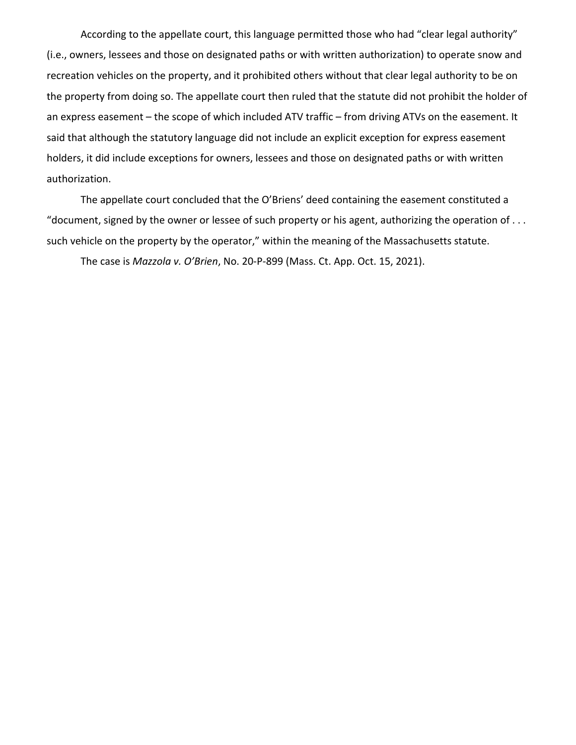According to the appellate court, this language permitted those who had "clear legal authority" (i.e., owners, lessees and those on designated paths or with written authorization) to operate snow and recreation vehicles on the property, and it prohibited others without that clear legal authority to be on the property from doing so. The appellate court then ruled that the statute did not prohibit the holder of an express easement – the scope of which included ATV traffic – from driving ATVs on the easement. It said that although the statutory language did not include an explicit exception for express easement holders, it did include exceptions for owners, lessees and those on designated paths or with written authorization.

The appellate court concluded that the O'Briens' deed containing the easement constituted a "document, signed by the owner or lessee of such property or his agent, authorizing the operation of . . . such vehicle on the property by the operator," within the meaning of the Massachusetts statute.

The case is *Mazzola v. O'Brien*, No. 20-P-899 (Mass. Ct. App. Oct. 15, 2021).